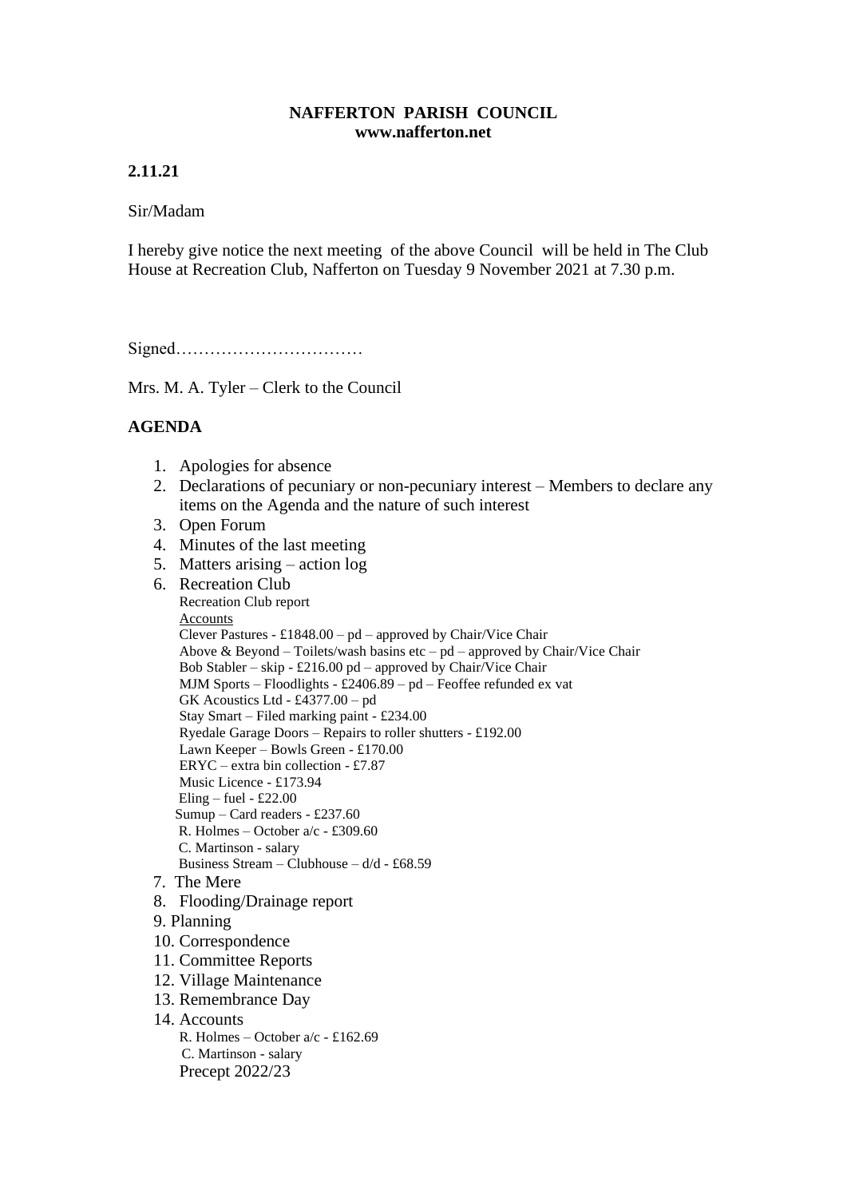**NAFFERTON PARISH COUNCIL**
**www.nafferton.net**

**2.11.21**

Sir/Madam

I hereby give notice the next meeting of the above Council will be held in The Club House at Recreation Club, Nafferton on Tuesday 9 November 2021 at 7.30 p.m.

Signed……………………………

Mrs. M. A. Tyler – Clerk to the Council

## AGENDA

1. Apologies for absence
2. Declarations of pecuniary or non-pecuniary interest – Members to declare any items on the Agenda and the nature of such interest
3. Open Forum
4. Minutes of the last meeting
5. Matters arising – action log
6. Recreation Club
   Recreation Club report
   Accounts
   Clever Pastures - £1848.00 – pd – approved by Chair/Vice Chair
   Above & Beyond – Toilets/wash basins etc – pd – approved by Chair/Vice Chair
   Bob Stabler – skip - £216.00 pd – approved by Chair/Vice Chair
   MJM Sports – Floodlights - £2406.89 – pd – Feoffee refunded ex vat
   GK Acoustics Ltd - £4377.00 – pd
   Stay Smart – Filed marking paint - £234.00
   Ryedale Garage Doors – Repairs to roller shutters - £192.00
   Lawn Keeper – Bowls Green - £170.00
   ERYC – extra bin collection - £7.87
   Music Licence - £173.94
   Eling – fuel - £22.00
   Sumup – Card readers - £237.60
   R. Holmes – October a/c - £309.60
   C. Martinson - salary
   Business Stream – Clubhouse – d/d - £68.59
7. The Mere
8. Flooding/Drainage report
9. Planning
10. Correspondence
11. Committee Reports
12. Village Maintenance
13. Remembrance Day
14. Accounts
    R. Holmes – October a/c - £162.69
    C. Martinson - salary
    Precept 2022/23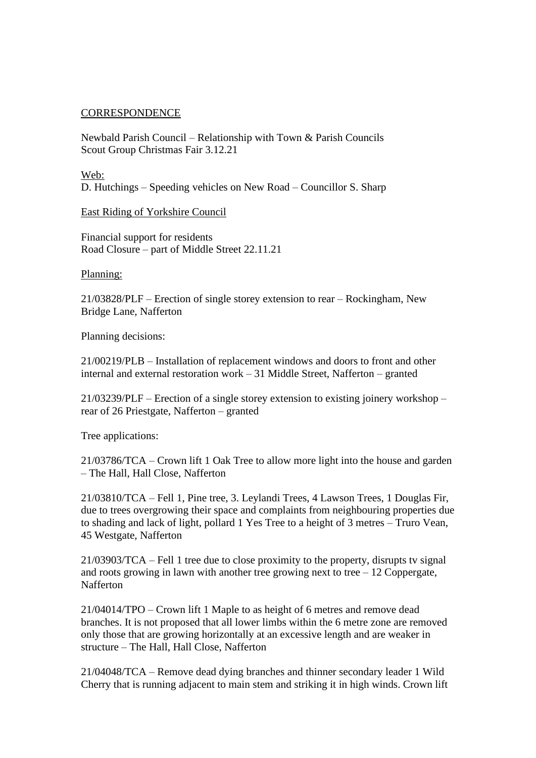CORRESPONDENCE

Newbald Parish Council – Relationship with Town & Parish Councils
Scout Group Christmas Fair 3.12.21

Web:
D. Hutchings – Speeding vehicles on New Road – Councillor S. Sharp

East Riding of Yorkshire Council

Financial support for residents
Road Closure – part of Middle Street 22.11.21

Planning:

21/03828/PLF – Erection of single storey extension to rear – Rockingham, New Bridge Lane, Nafferton

Planning decisions:

21/00219/PLB – Installation of replacement windows and doors to front and other internal and external restoration work – 31 Middle Street, Nafferton – granted

21/03239/PLF – Erection of a single storey extension to existing joinery workshop – rear of 26 Priestgate, Nafferton – granted

Tree applications:

21/03786/TCA – Crown lift 1 Oak Tree to allow more light into the house and garden – The Hall, Hall Close, Nafferton

21/03810/TCA – Fell 1, Pine tree, 3. Leylandi Trees, 4 Lawson Trees, 1 Douglas Fir, due to trees overgrowing their space and complaints from neighbouring properties due to shading and lack of light, pollard 1 Yes Tree to a height of 3 metres – Truro Vean, 45 Westgate, Nafferton

21/03903/TCA – Fell 1 tree due to close proximity to the property, disrupts tv signal and roots growing in lawn with another tree growing next to tree – 12 Coppergate, Nafferton

21/04014/TPO – Crown lift 1 Maple to as height of 6 metres and remove dead branches. It is not proposed that all lower limbs within the 6 metre zone are removed only those that are growing horizontally at an excessive length and are weaker in structure – The Hall, Hall Close, Nafferton

21/04048/TCA – Remove dead dying branches and thinner secondary leader 1 Wild Cherry that is running adjacent to main stem and striking it in high winds. Crown lift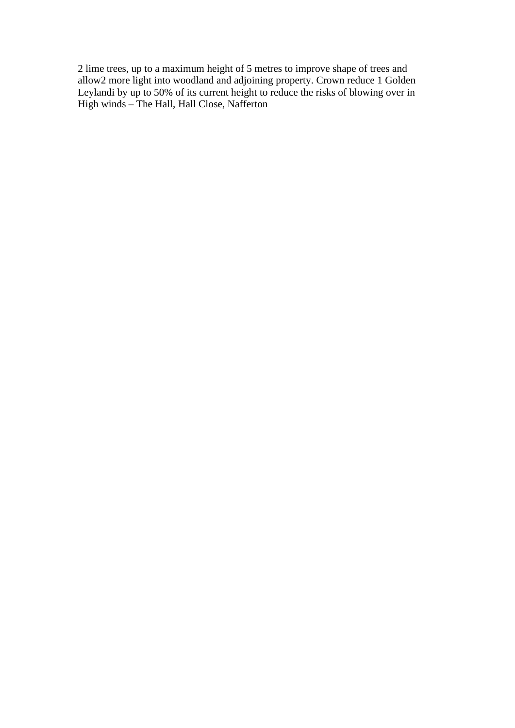2 lime trees, up to a maximum height of 5 metres to improve shape of trees and allow2 more light into woodland and adjoining property. Crown reduce 1 Golden Leylandi by up to 50% of its current height to reduce the risks of blowing over in High winds – The Hall, Hall Close, Nafferton